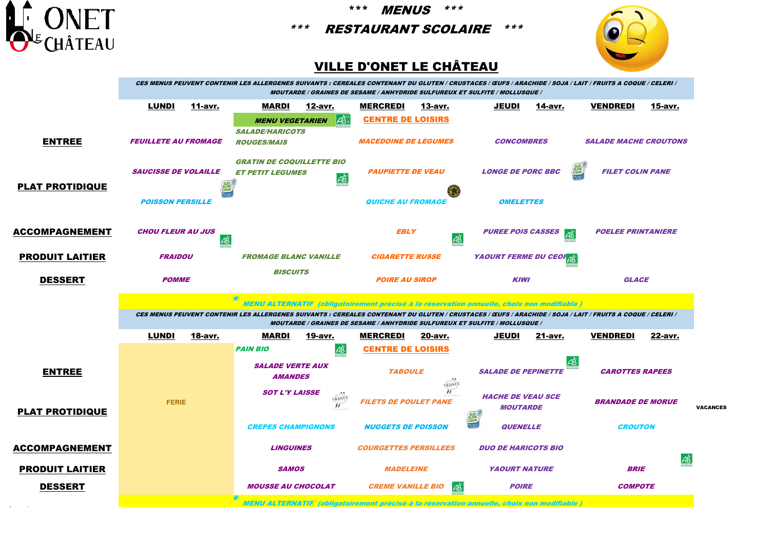# *** MENUS ***

## *** RESTAURANT SCOLAIRE ***

## VILLE D'ONET LE CHÂTEAU

CES MENUS PEUVENT CONTENIR LES ALLERGENES SUIVANTS : CEREALES CONTENANT DU GLUTEN / CRUSTACES / ŒUFS / ARACHIDE / SOJA / LAIT / FRUITS A COQUE / CELERI / MOUTARDE / GRAINES DE SESAME / ANHYDRIDE SULFUREUX ET SULFITE / MOLLUSQUE /

| | LUNDI 11-avr. | MARDI 12-avr. | MERCREDI 13-avr. | JEUDI 14-avr. | VENDREDI 15-avr. |
|---|---|---|---|---|---|
| | | MENU VEGETARIEN | CENTRE DE LOISIRS | | |
| ENTREE | FEUILLETE AU FROMAGE | SALADE/HARICOTS ROUGES/MAIS | MACEDOINE DE LEGUMES | CONCOMBRES | SALADE MACHE CROUTONS |
| PLAT PROTIDIQUE | SAUCISSE DE VOLAILLE | GRATIN DE COQUILLETTE BIO ET PETIT LEGUMES | PAUPIETTE DE VEAU | LONGE DE PORC BBC | FILET COLIN PANE |
| | POISSON PERSILLE | | QUICHE AU FROMAGE | OMELETTES | |
| ACCOMPAGNEMENT | CHOU FLEUR AU JUS | | EBLY | PUREE POIS CASSES | POELEE PRINTANIERE |
| PRODUIT LAITIER | FRAIDOU | FROMAGE BLANC VANILLE | CIGARETTE RUSSE | YAOURT FERME DU CEOR | |
| DESSERT | POMME | BISCUITS | POIRE AU SIROP | KIWI | GLACE |

* MENU ALTERNATIF (obligatoirement précisé à la réservation annuelle, choix non modifiable )

CES MENUS PEUVENT CONTENIR LES ALLERGENES SUIVANTS : CEREALES CONTENANT DU GLUTEN / CRUSTACES / ŒUFS / ARACHIDE / SOJA / LAIT / FRUITS A COQUE / CELERI / MOUTARDE / GRAINES DE SESAME / ANHYDRIDE SULFUREUX ET SULFITE / MOLLUSQUE /

| | LUNDI 18-avr. | MARDI 19-avr. | MERCREDI 20-avr. | JEUDI 21-avr. | VENDREDI 22-avr. |
|---|---|---|---|---|---|
| | FERIE | PAIN BIO | CENTRE DE LOISIRS | | |
| ENTREE | | SALADE VERTE AUX AMANDES | TABOULE | SALADE DE PEPINETTE | CAROTTES RAPEES |
| PLAT PROTIDIQUE | | SOT L'Y LAISSE | FILETS DE POULET PANE | HACHE DE VEAU SCE MOUTARDE | BRANDADE DE MORUE |
| | | CREPES CHAMPIGNONS | NUGGETS DE POISSON | QUENELLE | CROUTON |
| ACCOMPAGNEMENT | | LINGUINES | COURGETTES PERSILLEES | DUO DE HARICOTS BIO | |
| PRODUIT LAITIER | | SAMOS | MADELEINE | YAOURT NATURE | BRIE |
| DESSERT | | MOUSSE AU CHOCOLAT | CREME VANILLE BIO | POIRE | COMPOTE |

VACANCES

* MENU ALTERNATIF (obligatoirement précisé à la réservation annuelle, choix non modifiable )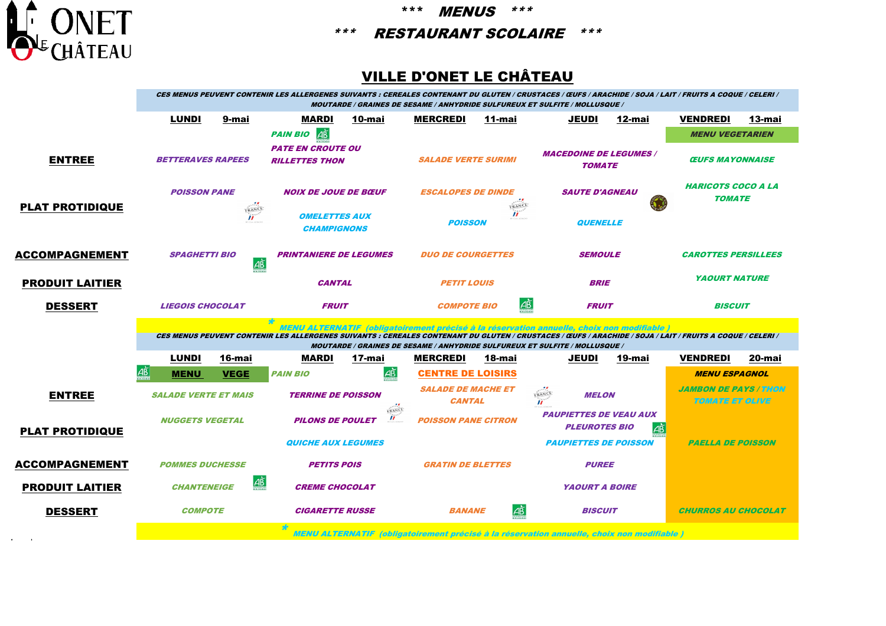# \*\*\* MENUS \*\*\*

## \*\*\* RESTAURANT SCOLAIRE \*\*\*

## VILLE D'ONET LE CHÂTEAU

CES MENUS PEUVENT CONTENIR LES ALLERGENES SUIVANTS : CEREALES CONTENANT DU GLUTEN / CRUSTACES / ŒUFS / ARACHIDE / SOJA / LAIT / FRUITS A COQUE / CELERI / MOUTARDE / GRAINES DE SESAME / ANHYDRIDE SULFUREUX ET SULFITE / MOLLUSQUE /

| | LUNDI 9-mai | MARDI 10-mai | MERCREDI 11-mai | JEUDI 12-mai | VENDREDI 13-mai |
|---|---|---|---|---|---|
| | | PAIN BIO | | | MENU VEGETARIEN |
| ENTREE | BETTERAVES RAPEES | PATE EN CROUTE OU RILLETTES THON | SALADE VERTE SURIMI | MACEDOINE DE LEGUMES / TOMATE | ŒUFS MAYONNAISE |
| PLAT PROTIDIQUE | POISSON PANE | NOIX DE JOUE DE BŒUF | ESCALOPES DE DINDE | SAUTE D'AGNEAU | HARICOTS COCO A LA TOMATE |
| | | OMELETTES AUX CHAMPIGNONS | POISSON | QUENELLE | |
| ACCOMPAGNEMENT | SPAGHETTI BIO | PRINTANIERE DE LEGUMES | DUO DE COURGETTES | SEMOULE | CAROTTES PERSILLEES |
| PRODUIT LAITIER | | CANTAL | PETIT LOUIS | BRIE | YAOURT NATURE |
| DESSERT | LIEGOIS CHOCOLAT | FRUIT | COMPOTE BIO | FRUIT | BISCUIT |

\* MENU ALTERNATIF (obligatoirement précisé à la réservation annuelle, choix non modifiable )

CES MENUS PEUVENT CONTENIR LES ALLERGENES SUIVANTS : CEREALES CONTENANT DU GLUTEN / CRUSTACES / ŒUFS / ARACHIDE / SOJA / LAIT / FRUITS A COQUE / CELERI / MOUTARDE / GRAINES DE SESAME / ANHYDRIDE SULFUREUX ET SULFITE / MOLLUSQUE /

| | LUNDI 16-mai | MARDI 17-mai | MERCREDI 18-mai | JEUDI 19-mai | VENDREDI 20-mai |
|---|---|---|---|---|---|
| | MENU VEGE | PAIN BIO | CENTRE DE LOISIRS | | MENU ESPAGNOL |
| ENTREE | SALADE VERTE ET MAIS | TERRINE DE POISSON | SALADE DE MACHE ET CANTAL | MELON | JAMBON DE PAYS / THON TOMATE ET OLIVE |
| PLAT PROTIDIQUE | NUGGETS VEGETAL | PILONS DE POULET | POISSON PANE CITRON | PAUPIETTES DE VEAU AUX PLEUROTES BIO | |
| | | QUICHE AUX LEGUMES | | PAUPIETTES DE POISSON | PAELLA DE POISSON |
| ACCOMPAGNEMENT | POMMES DUCHESSE | PETITS POIS | GRATIN DE BLETTES | PUREE | |
| PRODUIT LAITIER | CHANTENEIGE | CREME CHOCOLAT | | YAOURT A BOIRE | |
| DESSERT | COMPOTE | CIGARETTE RUSSE | BANANE | BISCUIT | CHURROS AU CHOCOLAT |

\* MENU ALTERNATIF (obligatoirement précisé à la réservation annuelle, choix non modifiable )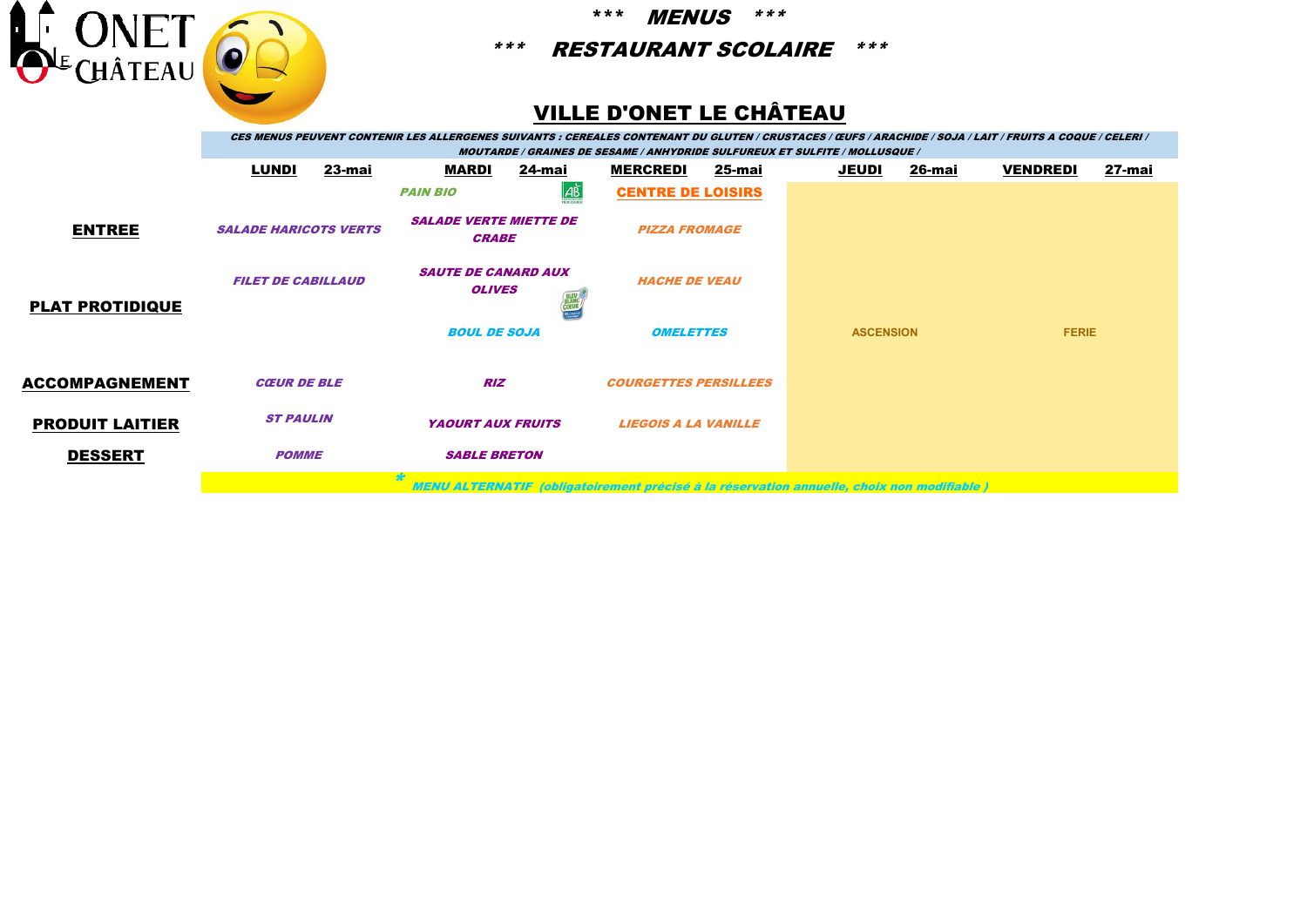# *** MENUS ***

## *** RESTAURANT SCOLAIRE ***

## VILLE D'ONET LE CHÂTEAU

*CES MENUS PEUVENT CONTENIR LES ALLERGENES SUIVANTS : CEREALES CONTENANT DU GLUTEN / CRUSTACES / ŒUFS / ARACHIDE / SOJA / LAIT / FRUITS A COQUE / CELERI / MOUTARDE / GRAINES DE SESAME / ANHYDRIDE SULFUREUX ET SULFITE / MOLLUSQUE /*

| | LUNDI 23-mai | MARDI 24-mai | MERCREDI 25-mai | JEUDI 26-mai | VENDREDI 27-mai |
|---|---|---|---|---|---|
| | | PAIN BIO | CENTRE DE LOISIRS | | |
| **ENTREE** | SALADE HARICOTS VERTS | SALADE VERTE MIETTE DE CRABE | PIZZA FROMAGE | | |
| **PLAT PROTIDIQUE** | FILET DE CABILLAUD | SAUTE DE CANARD AUX OLIVES | HACHE DE VEAU | | |
| | | BOUL DE SOJA | OMELETTES | ASCENSION | FERIE |
| **ACCOMPAGNEMENT** | CŒUR DE BLE | RIZ | COURGETTES PERSILLEES | | |
| **PRODUIT LAITIER** | ST PAULIN | YAOURT AUX FRUITS | LIEGOIS A LA VANILLE | | |
| **DESSERT** | POMME | SABLE BRETON | | | |

\* MENU ALTERNATIF (obligatoirement précisé à la réservation annuelle, choix non modifiable )